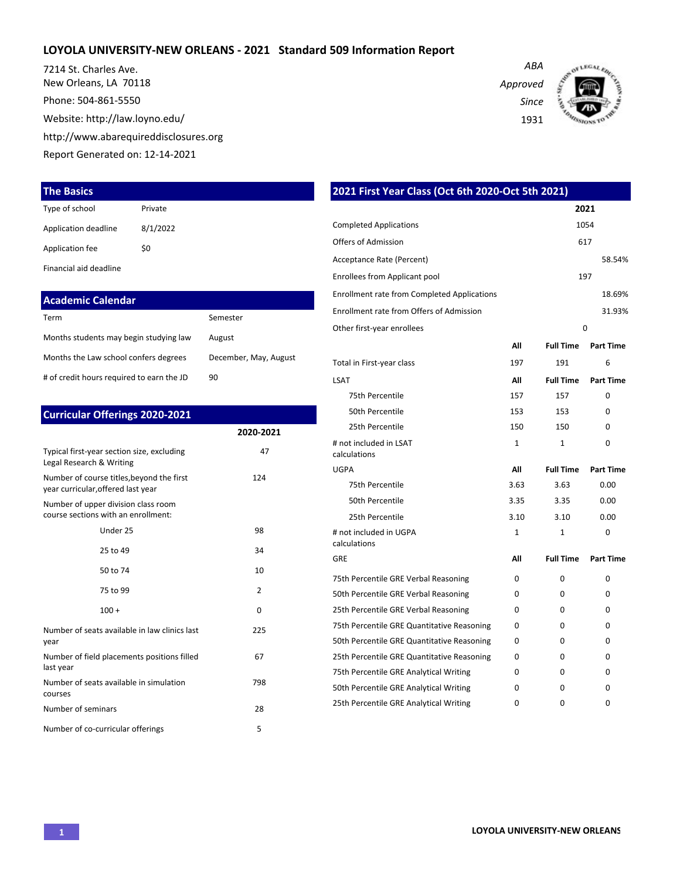# LOYOLA UNIVERSITY-NEW ORLEANS - 2021 Standard 509 Information Report

7214 St. Charles Ave.
New Orleans, LA 70118
Phone: 504-861-5550
Website: http://law.loyno.edu/
http://www.abarequireddisclosures.org
Report Generated on: 12-14-2021

*ABA Approved Since 1931*

## The Basics

| | |
|---|---|
| Type of school | Private |
| Application deadline | 8/1/2022 |
| Application fee | $0 |
| Financial aid deadline | |

## Academic Calendar

| | |
|---|---|
| Term | Semester |
| Months students may begin studying law | August |
| Months the Law school confers degrees | December, May, August |
| # of credit hours required to earn the JD | 90 |

## Curricular Offerings 2020-2021

| | 2020-2021 |
|---|---|
| Typical first-year section size, excluding Legal Research & Writing | 47 |
| Number of course titles,beyond the first year curricular,offered last year | 124 |
| Number of upper division class room course sections with an enrollment: | |
| Under 25 | 98 |
| 25 to 49 | 34 |
| 50 to 74 | 10 |
| 75 to 99 | 2 |
| 100 + | 0 |
| Number of seats available in law clinics last year | 225 |
| Number of field placements positions filled last year | 67 |
| Number of seats available in simulation courses | 798 |
| Number of seminars | 28 |
| Number of co-curricular offerings | 5 |

## 2021 First Year Class (Oct 6th 2020-Oct 5th 2021)

| | 2021 |
|---|---|
| Completed Applications | 1054 |
| Offers of Admission | 617 |
| Acceptance Rate (Percent) | 58.54% |
| Enrollees from Applicant pool | 197 |
| Enrollment rate from Completed Applications | 18.69% |
| Enrollment rate from Offers of Admission | 31.93% |
| Other first-year enrollees | 0 |

| | All | Full Time | Part Time |
|---|---|---|---|
| Total in First-year class | 197 | 191 | 6 |
| **LSAT** | **All** | **Full Time** | **Part Time** |
| 75th Percentile | 157 | 157 | 0 |
| 50th Percentile | 153 | 153 | 0 |
| 25th Percentile | 150 | 150 | 0 |
| # not included in LSAT calculations | 1 | 1 | 0 |
| **UGPA** | **All** | **Full Time** | **Part Time** |
| 75th Percentile | 3.63 | 3.63 | 0.00 |
| 50th Percentile | 3.35 | 3.35 | 0.00 |
| 25th Percentile | 3.10 | 3.10 | 0.00 |
| # not included in UGPA calculations | 1 | 1 | 0 |
| **GRE** | **All** | **Full Time** | **Part Time** |
| 75th Percentile GRE Verbal Reasoning | 0 | 0 | 0 |
| 50th Percentile GRE Verbal Reasoning | 0 | 0 | 0 |
| 25th Percentile GRE Verbal Reasoning | 0 | 0 | 0 |
| 75th Percentile GRE Quantitative Reasoning | 0 | 0 | 0 |
| 50th Percentile GRE Quantitative Reasoning | 0 | 0 | 0 |
| 25th Percentile GRE Quantitative Reasoning | 0 | 0 | 0 |
| 75th Percentile GRE Analytical Writing | 0 | 0 | 0 |
| 50th Percentile GRE Analytical Writing | 0 | 0 | 0 |
| 25th Percentile GRE Analytical Writing | 0 | 0 | 0 |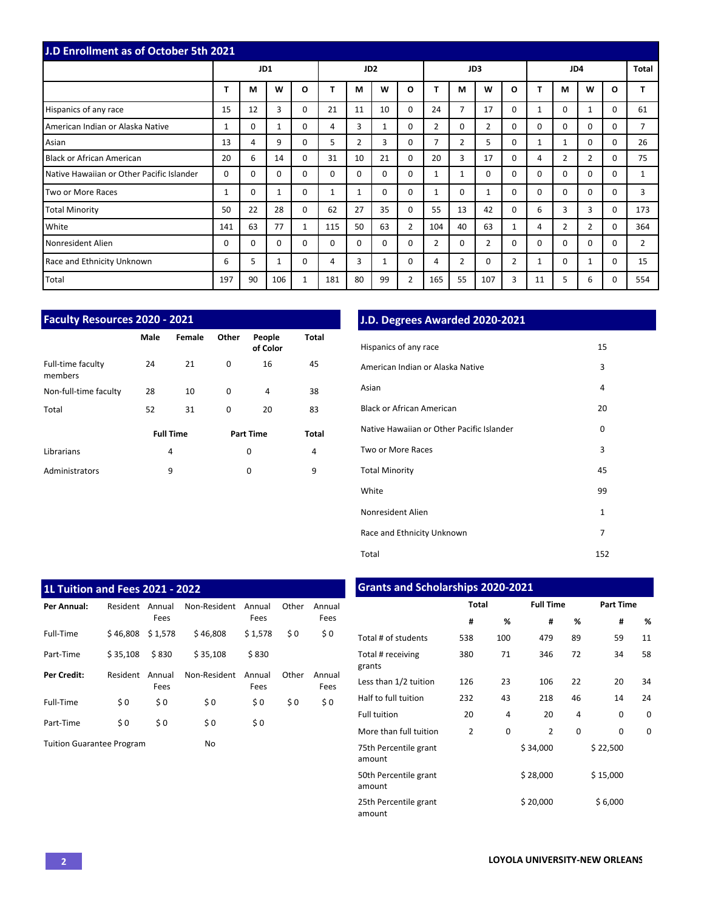## J.D Enrollment as of October 5th 2021

| | JD1 | | | | JD2 | | | | JD3 | | | | JD4 | | | | Total |
|---|---|---|---|---|---|---|---|---|---|---|---|---|---|---|---|---|---|
| | T | M | W | O | T | M | W | O | T | M | W | O | T | M | W | O | T |
| Hispanics of any race | 15 | 12 | 3 | 0 | 21 | 11 | 10 | 0 | 24 | 7 | 17 | 0 | 1 | 0 | 1 | 0 | 61 |
| American Indian or Alaska Native | 1 | 0 | 1 | 0 | 4 | 3 | 1 | 0 | 2 | 0 | 2 | 0 | 0 | 0 | 0 | 0 | 7 |
| Asian | 13 | 4 | 9 | 0 | 5 | 2 | 3 | 0 | 7 | 2 | 5 | 0 | 1 | 1 | 0 | 0 | 26 |
| Black or African American | 20 | 6 | 14 | 0 | 31 | 10 | 21 | 0 | 20 | 3 | 17 | 0 | 4 | 2 | 2 | 0 | 75 |
| Native Hawaiian or Other Pacific Islander | 0 | 0 | 0 | 0 | 0 | 0 | 0 | 0 | 1 | 1 | 0 | 0 | 0 | 0 | 0 | 0 | 1 |
| Two or More Races | 1 | 0 | 1 | 0 | 1 | 1 | 0 | 0 | 1 | 0 | 1 | 0 | 0 | 0 | 0 | 0 | 3 |
| Total Minority | 50 | 22 | 28 | 0 | 62 | 27 | 35 | 0 | 55 | 13 | 42 | 0 | 6 | 3 | 3 | 0 | 173 |
| White | 141 | 63 | 77 | 1 | 115 | 50 | 63 | 2 | 104 | 40 | 63 | 1 | 4 | 2 | 2 | 0 | 364 |
| Nonresident Alien | 0 | 0 | 0 | 0 | 0 | 0 | 0 | 0 | 2 | 0 | 2 | 0 | 0 | 0 | 0 | 0 | 2 |
| Race and Ethnicity Unknown | 6 | 5 | 1 | 0 | 4 | 3 | 1 | 0 | 4 | 2 | 0 | 2 | 1 | 0 | 1 | 0 | 15 |
| Total | 197 | 90 | 106 | 1 | 181 | 80 | 99 | 2 | 165 | 55 | 107 | 3 | 11 | 5 | 6 | 0 | 554 |

## Faculty Resources 2020 - 2021

| | Male | Female | Other | People of Color | Total |
|---|---|---|---|---|---|
| Full-time faculty members | 24 | 21 | 0 | 16 | 45 |
| Non-full-time faculty | 28 | 10 | 0 | 4 | 38 |
| Total | 52 | 31 | 0 | 20 | 83 |

| | Full Time | Part Time | Total |
|---|---|---|---|
| Librarians | 4 | 0 | 4 |
| Administrators | 9 | 0 | 9 |

## J.D. Degrees Awarded 2020-2021

| | |
|---|---|
| Hispanics of any race | 15 |
| American Indian or Alaska Native | 3 |
| Asian | 4 |
| Black or African American | 20 |
| Native Hawaiian or Other Pacific Islander | 0 |
| Two or More Races | 3 |
| Total Minority | 45 |
| White | 99 |
| Nonresident Alien | 1 |
| Race and Ethnicity Unknown | 7 |
| Total | 152 |

## 1L Tuition and Fees 2021 - 2022

| **Per Annual:** | Resident | Annual Fees | Non-Resident | Annual Fees | Other | Annual Fees |
|---|---|---|---|---|---|---|
| Full-Time | $ 46,808 | $ 1,578 | $ 46,808 | $ 1,578 | $ 0 | $ 0 |
| Part-Time | $ 35,108 | $ 830 | $ 35,108 | $ 830 | | |
| **Per Credit:** | Resident | Annual Fees | Non-Resident | Annual Fees | Other | Annual Fees |
| Full-Time | $ 0 | $ 0 | $ 0 | $ 0 | $ 0 | $ 0 |
| Part-Time | $ 0 | $ 0 | $ 0 | $ 0 | | |

Tuition Guarantee Program: No

## Grants and Scholarships 2020-2021

| | Total | | Full Time | | Part Time | |
|---|---|---|---|---|---|---|
| | # | % | # | % | # | % |
| Total # of students | 538 | 100 | 479 | 89 | 59 | 11 |
| Total # receiving grants | 380 | 71 | 346 | 72 | 34 | 58 |
| Less than 1/2 tuition | 126 | 23 | 106 | 22 | 20 | 34 |
| Half to full tuition | 232 | 43 | 218 | 46 | 14 | 24 |
| Full tuition | 20 | 4 | 20 | 4 | 0 | 0 |
| More than full tuition | 2 | 0 | 2 | 0 | 0 | 0 |
| 75th Percentile grant amount | | | $ 34,000 | | $ 22,500 | |
| 50th Percentile grant amount | | | $ 28,000 | | $ 15,000 | |
| 25th Percentile grant amount | | | $ 20,000 | | $ 6,000 | |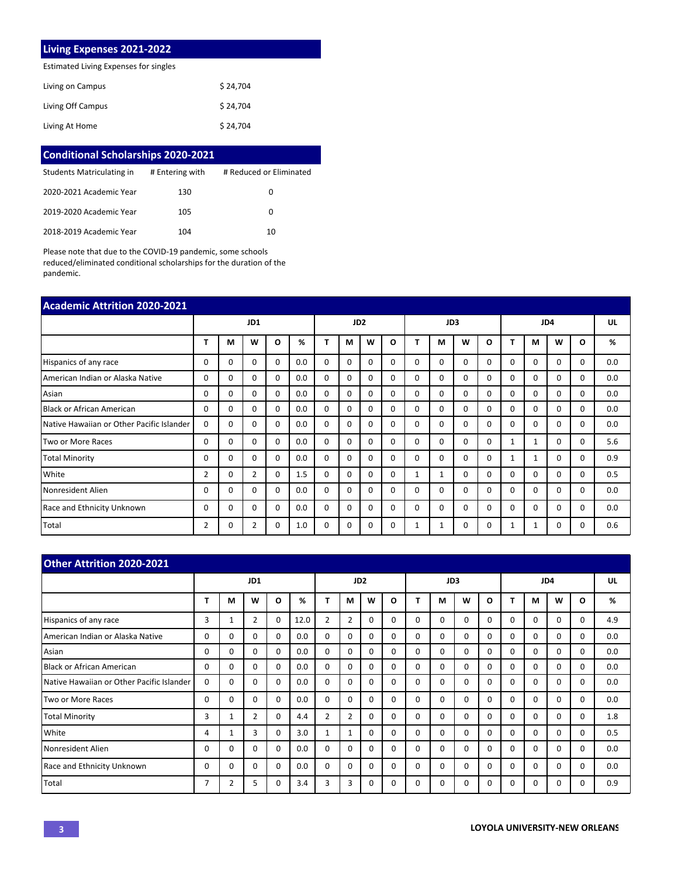## Living Expenses 2021-2022

Estimated Living Expenses for singles

| | |
|---|---|
| Living on Campus | $ 24,704 |
| Living Off Campus | $ 24,704 |
| Living At Home | $ 24,704 |

## Conditional Scholarships 2020-2021

| Students Matriculating in | # Entering with | # Reduced or Eliminated |
|---|---|---|
| 2020-2021 Academic Year | 130 | 0 |
| 2019-2020 Academic Year | 105 | 0 |
| 2018-2019 Academic Year | 104 | 10 |

Please note that due to the COVID-19 pandemic, some schools reduced/eliminated conditional scholarships for the duration of the pandemic.

## Academic Attrition 2020-2021

| | JD1 | | | | | JD2 | | | | JD3 | | | | JD4 | | | | UL |
|---|---|---|---|---|---|---|---|---|---|---|---|---|---|---|---|---|---|---|
| | T | M | W | O | % | T | M | W | O | T | M | W | O | T | M | W | O | % |
| Hispanics of any race | 0 | 0 | 0 | 0 | 0.0 | 0 | 0 | 0 | 0 | 0 | 0 | 0 | 0 | 0 | 0 | 0 | 0 | 0.0 |
| American Indian or Alaska Native | 0 | 0 | 0 | 0 | 0.0 | 0 | 0 | 0 | 0 | 0 | 0 | 0 | 0 | 0 | 0 | 0 | 0 | 0.0 |
| Asian | 0 | 0 | 0 | 0 | 0.0 | 0 | 0 | 0 | 0 | 0 | 0 | 0 | 0 | 0 | 0 | 0 | 0 | 0.0 |
| Black or African American | 0 | 0 | 0 | 0 | 0.0 | 0 | 0 | 0 | 0 | 0 | 0 | 0 | 0 | 0 | 0 | 0 | 0 | 0.0 |
| Native Hawaiian or Other Pacific Islander | 0 | 0 | 0 | 0 | 0.0 | 0 | 0 | 0 | 0 | 0 | 0 | 0 | 0 | 0 | 0 | 0 | 0 | 0.0 |
| Two or More Races | 0 | 0 | 0 | 0 | 0.0 | 0 | 0 | 0 | 0 | 0 | 0 | 0 | 0 | 1 | 1 | 0 | 0 | 5.6 |
| Total Minority | 0 | 0 | 0 | 0 | 0.0 | 0 | 0 | 0 | 0 | 0 | 0 | 0 | 0 | 1 | 1 | 0 | 0 | 0.9 |
| White | 2 | 0 | 2 | 0 | 1.5 | 0 | 0 | 0 | 0 | 1 | 1 | 0 | 0 | 0 | 0 | 0 | 0 | 0.5 |
| Nonresident Alien | 0 | 0 | 0 | 0 | 0.0 | 0 | 0 | 0 | 0 | 0 | 0 | 0 | 0 | 0 | 0 | 0 | 0 | 0.0 |
| Race and Ethnicity Unknown | 0 | 0 | 0 | 0 | 0.0 | 0 | 0 | 0 | 0 | 0 | 0 | 0 | 0 | 0 | 0 | 0 | 0 | 0.0 |
| Total | 2 | 0 | 2 | 0 | 1.0 | 0 | 0 | 0 | 0 | 1 | 1 | 0 | 0 | 1 | 1 | 0 | 0 | 0.6 |

## Other Attrition 2020-2021

| | JD1 | | | | | JD2 | | | | JD3 | | | | JD4 | | | | UL |
|---|---|---|---|---|---|---|---|---|---|---|---|---|---|---|---|---|---|---|
| | T | M | W | O | % | T | M | W | O | T | M | W | O | T | M | W | O | % |
| Hispanics of any race | 3 | 1 | 2 | 0 | 12.0 | 2 | 2 | 0 | 0 | 0 | 0 | 0 | 0 | 0 | 0 | 0 | 0 | 4.9 |
| American Indian or Alaska Native | 0 | 0 | 0 | 0 | 0.0 | 0 | 0 | 0 | 0 | 0 | 0 | 0 | 0 | 0 | 0 | 0 | 0 | 0.0 |
| Asian | 0 | 0 | 0 | 0 | 0.0 | 0 | 0 | 0 | 0 | 0 | 0 | 0 | 0 | 0 | 0 | 0 | 0 | 0.0 |
| Black or African American | 0 | 0 | 0 | 0 | 0.0 | 0 | 0 | 0 | 0 | 0 | 0 | 0 | 0 | 0 | 0 | 0 | 0 | 0.0 |
| Native Hawaiian or Other Pacific Islander | 0 | 0 | 0 | 0 | 0.0 | 0 | 0 | 0 | 0 | 0 | 0 | 0 | 0 | 0 | 0 | 0 | 0 | 0.0 |
| Two or More Races | 0 | 0 | 0 | 0 | 0.0 | 0 | 0 | 0 | 0 | 0 | 0 | 0 | 0 | 0 | 0 | 0 | 0 | 0.0 |
| Total Minority | 3 | 1 | 2 | 0 | 4.4 | 2 | 2 | 0 | 0 | 0 | 0 | 0 | 0 | 0 | 0 | 0 | 0 | 1.8 |
| White | 4 | 1 | 3 | 0 | 3.0 | 1 | 1 | 0 | 0 | 0 | 0 | 0 | 0 | 0 | 0 | 0 | 0 | 0.5 |
| Nonresident Alien | 0 | 0 | 0 | 0 | 0.0 | 0 | 0 | 0 | 0 | 0 | 0 | 0 | 0 | 0 | 0 | 0 | 0 | 0.0 |
| Race and Ethnicity Unknown | 0 | 0 | 0 | 0 | 0.0 | 0 | 0 | 0 | 0 | 0 | 0 | 0 | 0 | 0 | 0 | 0 | 0 | 0.0 |
| Total | 7 | 2 | 5 | 0 | 3.4 | 3 | 3 | 0 | 0 | 0 | 0 | 0 | 0 | 0 | 0 | 0 | 0 | 0.9 |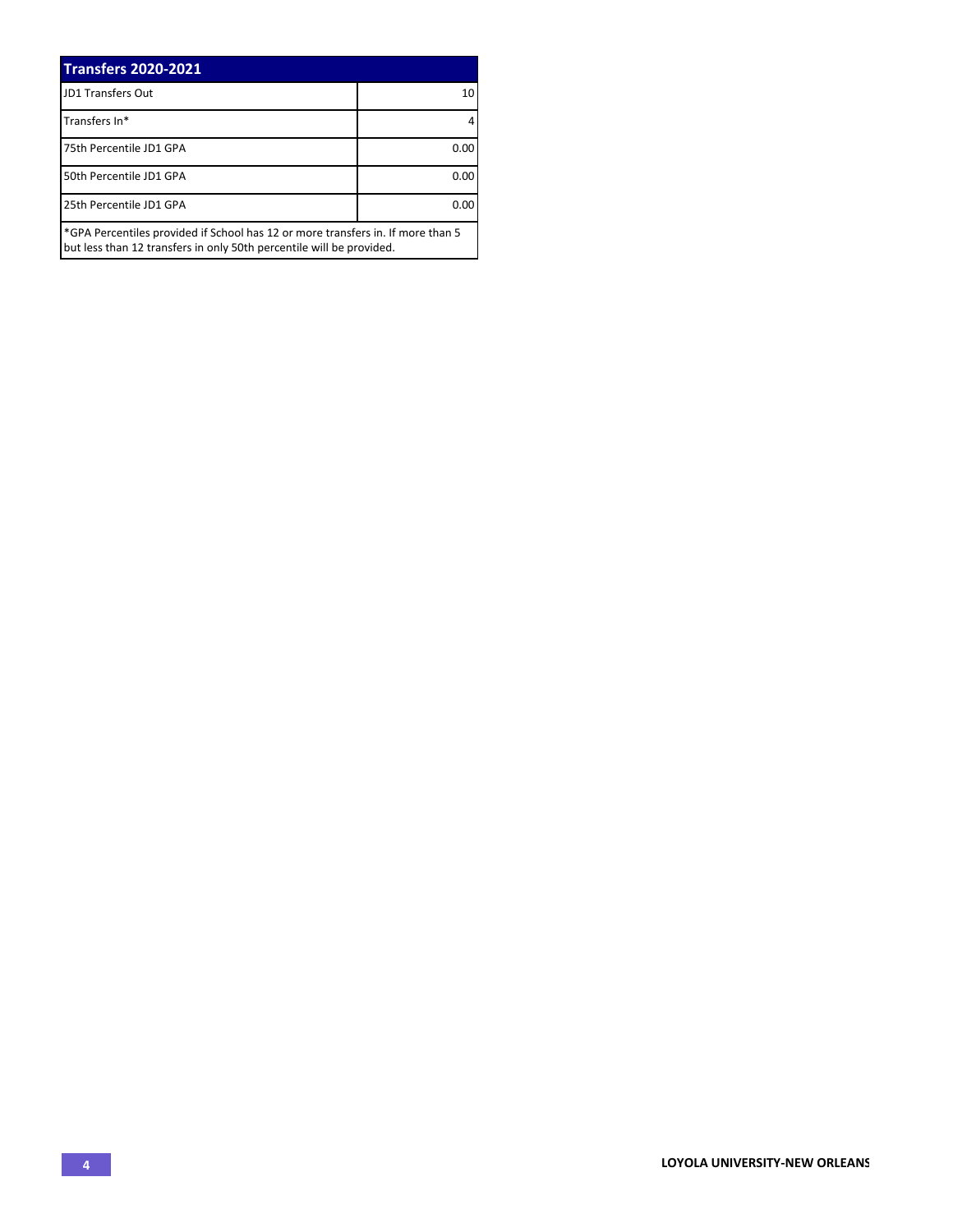| Transfers 2020-2021 | |
|---|---|
| JD1 Transfers Out | 10 |
| Transfers In* | 4 |
| 75th Percentile JD1 GPA | 0.00 |
| 50th Percentile JD1 GPA | 0.00 |
| 25th Percentile JD1 GPA | 0.00 |

*GPA Percentiles provided if School has 12 or more transfers in. If more than 5 but less than 12 transfers in only 50th percentile will be provided.